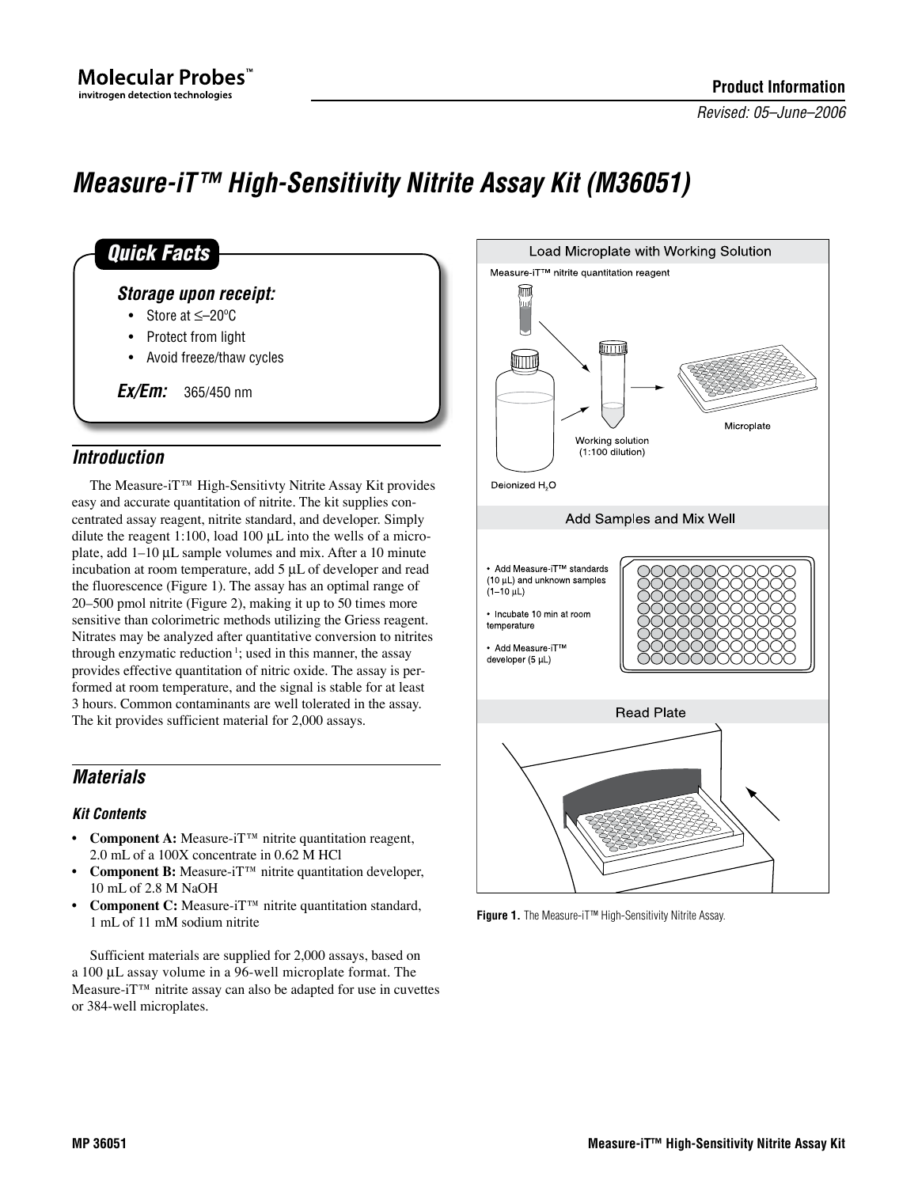Product Information

*Revised: 05–June–2006*

# *Measure-iT™ High-Sensitivity Nitrite Assay Kit (M36051)*

## *Quick Facts*

### *Storage upon receipt:*

- Store at ≤–20ºC
- Protect from light
- Avoid freeze/thaw cycles

***Ex/Em:*** 365/450 nm

## *Introduction*

The Measure-iT™ High-Sensitivty Nitrite Assay Kit provides easy and accurate quantitation of nitrite. The kit supplies concentrated assay reagent, nitrite standard, and developer. Simply dilute the reagent 1:100, load 100 µL into the wells of a microplate, add 1–10 µL sample volumes and mix. After a 10 minute incubation at room temperature, add 5 µL of developer and read the fluorescence (Figure 1). The assay has an optimal range of 20–500 pmol nitrite (Figure 2), making it up to 50 times more sensitive than colorimetric methods utilizing the Griess reagent. Nitrates may be analyzed after quantitative conversion to nitrites through enzymatic reduction[1]; used in this manner, the assay provides effective quantitation of nitric oxide. The assay is performed at room temperature, and the signal is stable for at least 3 hours. Common contaminants are well tolerated in the assay. The kit provides sufficient material for 2,000 assays.

Load Microplate with Working Solution

Measure-iT™ nitrite quantitation reagent

Deionized $H_2O$

Working solution (1:100 dilution)

Microplate

Add Samples and Mix Well

- Add Measure-iT™ standards (10 µL) and unknown samples (1–10 µL)
- Incubate 10 min at room temperature
- Add Measure-iT™ developer (5 µL)

Read Plate

**Figure 1.** The Measure-iT™ High-Sensitivity Nitrite Assay.

## *Materials*

### *Kit Contents*

- **Component A:** Measure-iT™ nitrite quantitation reagent, 2.0 mL of a 100X concentrate in 0.62 M HCl
- **Component B:** Measure-iT™ nitrite quantitation developer, 10 mL of 2.8 M NaOH
- **Component C:** Measure-iT™ nitrite quantitation standard, 1 mL of 11 mM sodium nitrite

Sufficient materials are supplied for 2,000 assays, based on a 100 µL assay volume in a 96-well microplate format. The Measure-iT™ nitrite assay can also be adapted for use in cuvettes or 384-well microplates.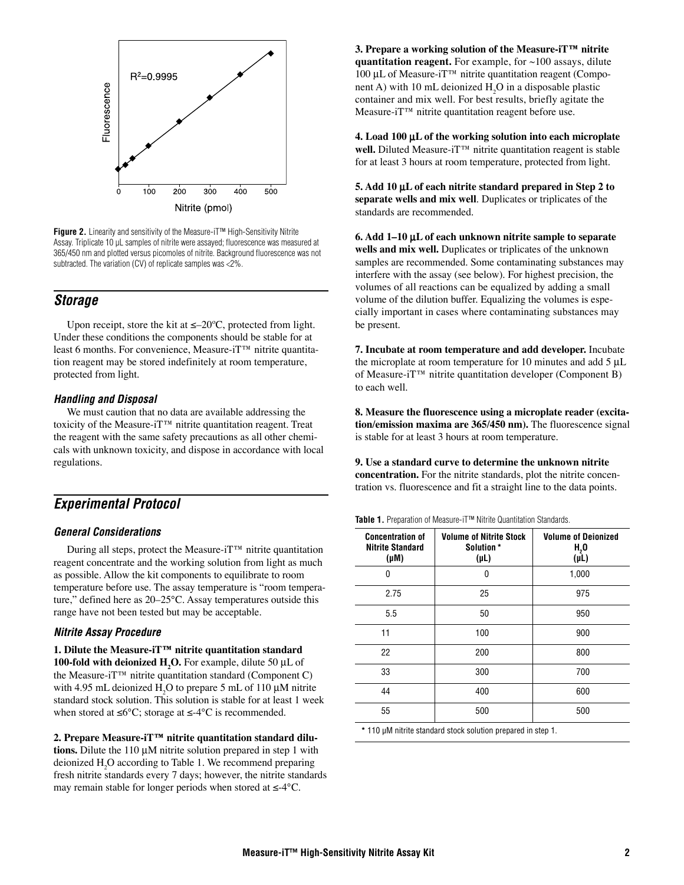**Figure 2.** Linearity and sensitivity of the Measure-iT™ High-Sensitivity Nitrite Assay. Triplicate 10 µL samples of nitrite were assayed; fluorescence was measured at 365/450 nm and plotted versus picomoles of nitrite. Background fluorescence was not subtracted. The variation (CV) of replicate samples was <2%.

## Storage

Upon receipt, store the kit at ≤–20°C, protected from light. Under these conditions the components should be stable for at least 6 months. For convenience, Measure-iT™ nitrite quantitation reagent may be stored indefinitely at room temperature, protected from light.

### Handling and Disposal

We must caution that no data are available addressing the toxicity of the Measure-iT™ nitrite quantitation reagent. Treat the reagent with the same safety precautions as all other chemicals with unknown toxicity, and dispose in accordance with local regulations.

## Experimental Protocol

### General Considerations

During all steps, protect the Measure-iT™ nitrite quantitation reagent concentrate and the working solution from light as much as possible. Allow the kit components to equilibrate to room temperature before use. The assay temperature is "room temperature," defined here as 20–25°C. Assay temperatures outside this range have not been tested but may be acceptable.

### Nitrite Assay Procedure

**1. Dilute the Measure-iT™ nitrite quantitation standard 100-fold with deionized $H_2O$.** For example, dilute 50 µL of the Measure-iT™ nitrite quantitation standard (Component C) with 4.95 mL deionized $H_2O$ to prepare 5 mL of 110 µM nitrite standard stock solution. This solution is stable for at least 1 week when stored at ≤6°C; storage at ≤-4°C is recommended.

**2. Prepare Measure-iT™ nitrite quantitation standard dilutions.** Dilute the 110 µM nitrite solution prepared in step 1 with deionized $H_2O$ according to Table 1. We recommend preparing fresh nitrite standards every 7 days; however, the nitrite standards may remain stable for longer periods when stored at ≤-4°C.

**3. Prepare a working solution of the Measure-iT™ nitrite quantitation reagent.** For example, for ~100 assays, dilute 100 µL of Measure-iT™ nitrite quantitation reagent (Component A) with 10 mL deionized $H_2O$ in a disposable plastic container and mix well. For best results, briefly agitate the Measure-iT™ nitrite quantitation reagent before use.

**4. Load 100 µL of the working solution into each microplate well.** Diluted Measure-iT™ nitrite quantitation reagent is stable for at least 3 hours at room temperature, protected from light.

**5. Add 10 µL of each nitrite standard prepared in Step 2 to separate wells and mix well**. Duplicates or triplicates of the standards are recommended.

**6. Add 1–10 µL of each unknown nitrite sample to separate wells and mix well.** Duplicates or triplicates of the unknown samples are recommended. Some contaminating substances may interfere with the assay (see below). For highest precision, the volumes of all reactions can be equalized by adding a small volume of the dilution buffer. Equalizing the volumes is especially important in cases where contaminating substances may be present.

**7. Incubate at room temperature and add developer.** Incubate the microplate at room temperature for 10 minutes and add 5 µL of Measure-iT™ nitrite quantitation developer (Component B) to each well.

**8. Measure the fluorescence using a microplate reader (excitation/emission maxima are 365/450 nm).** The fluorescence signal is stable for at least 3 hours at room temperature.

**9. Use a standard curve to determine the unknown nitrite concentration.** For the nitrite standards, plot the nitrite concentration vs. fluorescence and fit a straight line to the data points.

**Table 1.** Preparation of Measure-iT™ Nitrite Quantitation Standards.

| Concentration of Nitrite Standard (µM) | Volume of Nitrite Stock Solution * (µL) | Volume of Deionized $H_2O$ (µL) |
|---|---|---|
| 0 | 0 | 1,000 |
| 2.75 | 25 | 975 |
| 5.5 | 50 | 950 |
| 11 | 100 | 900 |
| 22 | 200 | 800 |
| 33 | 300 | 700 |
| 44 | 400 | 600 |
| 55 | 500 | 500 |

\* 110 µM nitrite standard stock solution prepared in step 1.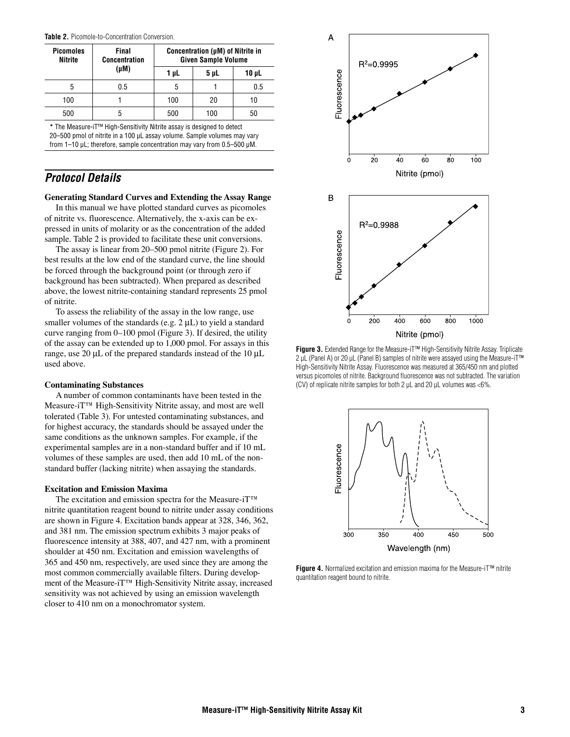**Table 2.** Picomole-to-Concentration Conversion.

| Picomoles Nitrite | Final Concentration (µM) | Concentration (µM) of Nitrite in Given Sample Volume | | |
|---|---|---|---|---|
| | | 1 µL | 5 µL | 10 µL |
| 5 | 0.5 | 5 | 1 | 0.5 |
| 100 | 1 | 100 | 20 | 10 |
| 500 | 5 | 500 | 100 | 50 |

* The Measure-iT™ High-Sensitivity Nitrite assay is designed to detect 20–500 pmol of nitrite in a 100 µL assay volume. Sample volumes may vary from 1–10 µL; therefore, sample concentration may vary from 0.5–500 µM.

## Protocol Details

**Generating Standard Curves and Extending the Assay Range**

In this manual we have plotted standard curves as picomoles of nitrite vs. fluorescence. Alternatively, the x-axis can be expressed in units of molarity or as the concentration of the added sample. Table 2 is provided to facilitate these unit conversions.

The assay is linear from 20–500 pmol nitrite (Figure 2). For best results at the low end of the standard curve, the line should be forced through the background point (or through zero if background has been subtracted). When prepared as described above, the lowest nitrite-containing standard represents 25 pmol of nitrite.

To assess the reliability of the assay in the low range, use smaller volumes of the standards (e.g. 2 µL) to yield a standard curve ranging from 0–100 pmol (Figure 3). If desired, the utility of the assay can be extended up to 1,000 pmol. For assays in this range, use 20 µL of the prepared standards instead of the 10 µL used above.

**Contaminating Substances**

A number of common contaminants have been tested in the Measure-iT™ High-Sensitivity Nitrite assay, and most are well tolerated (Table 3). For untested contaminating substances, and for highest accuracy, the standards should be assayed under the same conditions as the unknown samples. For example, if the experimental samples are in a non-standard buffer and if 10 mL volumes of these samples are used, then add 10 mL of the non-standard buffer (lacking nitrite) when assaying the standards.

**Excitation and Emission Maxima**

The excitation and emission spectra for the Measure-iT™ nitrite quantitation reagent bound to nitrite under assay conditions are shown in Figure 4. Excitation bands appear at 328, 346, 362, and 381 nm. The emission spectrum exhibits 3 major peaks of fluorescence intensity at 388, 407, and 427 nm, with a prominent shoulder at 450 nm. Excitation and emission wavelengths of 365 and 450 nm, respectively, are used since they are among the most common commercially available filters. During development of the Measure-iT™ High-Sensitivity Nitrite assay, increased sensitivity was not achieved by using an emission wavelength closer to 410 nm on a monochromator system.

**Figure 3.** Extended Range for the Measure-iT™ High-Sensitivity Nitrite Assay. Triplicate 2 µL (Panel A) or 20 µL (Panel B) samples of nitrite were assayed using the Measure-iT™ High-Sensitivity Nitrite Assay. Fluorescence was measured at 365/450 nm and plotted versus picomoles of nitrite. Background fluorescence was not subtracted. The variation (CV) of replicate nitrite samples for both 2 µL and 20 µL volumes was <6%.

**Figure 4.** Normalized excitation and emission maxima for the Measure-iT™ nitrite quantitation reagent bound to nitrite.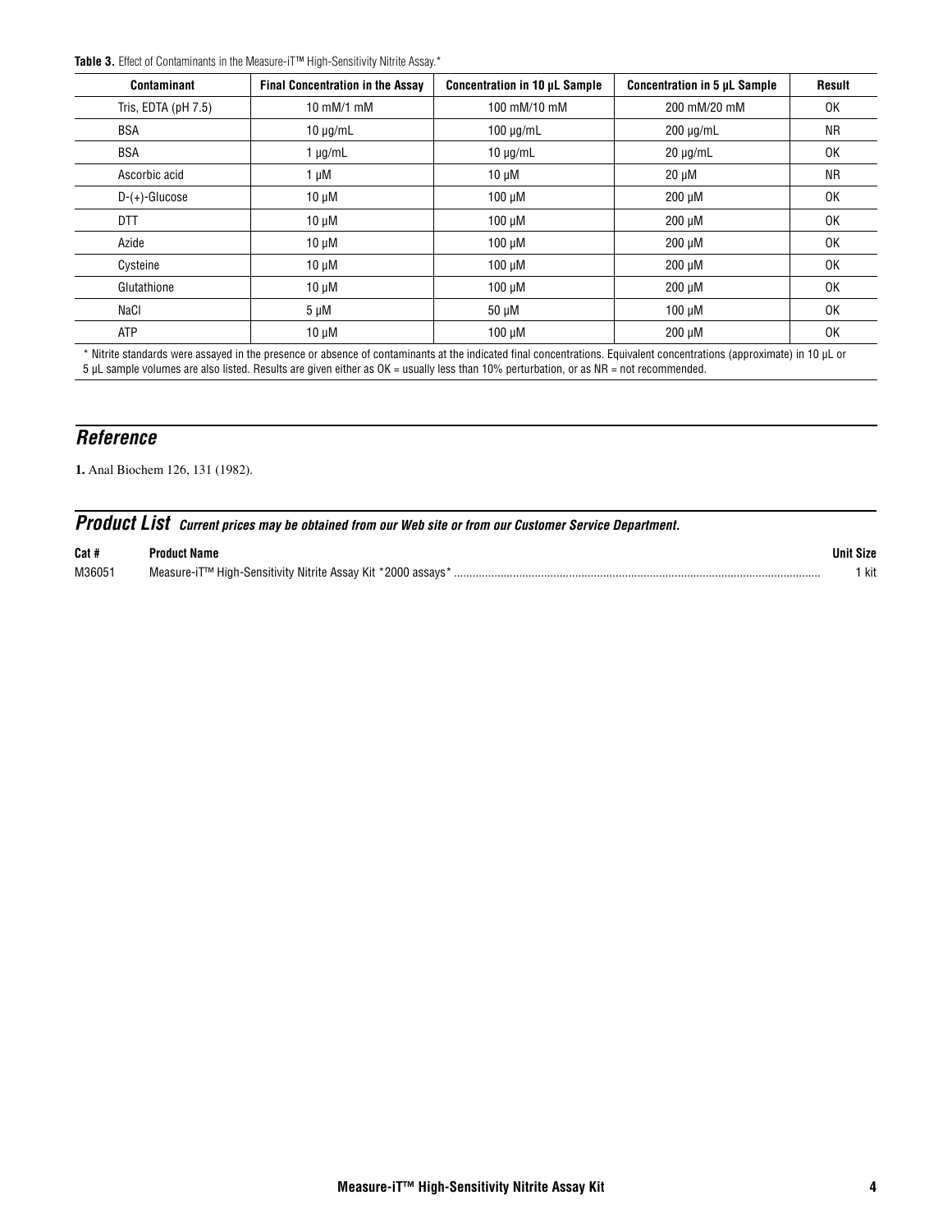**Table 3.** Effect of Contaminants in the Measure-iT™ High-Sensitivity Nitrite Assay.*

| Contaminant | Final Concentration in the Assay | Concentration in 10 µL Sample | Concentration in 5 µL Sample | Result |
|---|---|---|---|---|
| Tris, EDTA (pH 7.5) | 10 mM/1 mM | 100 mM/10 mM | 200 mM/20 mM | OK |
| BSA | 10 µg/mL | 100 µg/mL | 200 µg/mL | NR |
| BSA | 1 µg/mL | 10 µg/mL | 20 µg/mL | OK |
| Ascorbic acid | 1 µM | 10 µM | 20 µM | NR |
| D-(+)-Glucose | 10 µM | 100 µM | 200 µM | OK |
| DTT | 10 µM | 100 µM | 200 µM | OK |
| Azide | 10 µM | 100 µM | 200 µM | OK |
| Cysteine | 10 µM | 100 µM | 200 µM | OK |
| Glutathione | 10 µM | 100 µM | 200 µM | OK |
| NaCl | 5 µM | 50 µM | 100 µM | OK |
| ATP | 10 µM | 100 µM | 200 µM | OK |

\* Nitrite standards were assayed in the presence or absence of contaminants at the indicated final concentrations. Equivalent concentrations (approximate) in 10 µL or 5 µL sample volumes are also listed. Results are given either as OK = usually less than 10% perturbation, or as NR = not recommended.

## Reference

**1.** Anal Biochem 126, 131 (1982).

## Product List *Current prices may be obtained from our Web site or from our Customer Service Department.*

| Cat # | Product Name | Unit Size |
|---|---|---|
| M36051 | Measure-iT™ High-Sensitivity Nitrite Assay Kit *2000 assays* | 1 kit |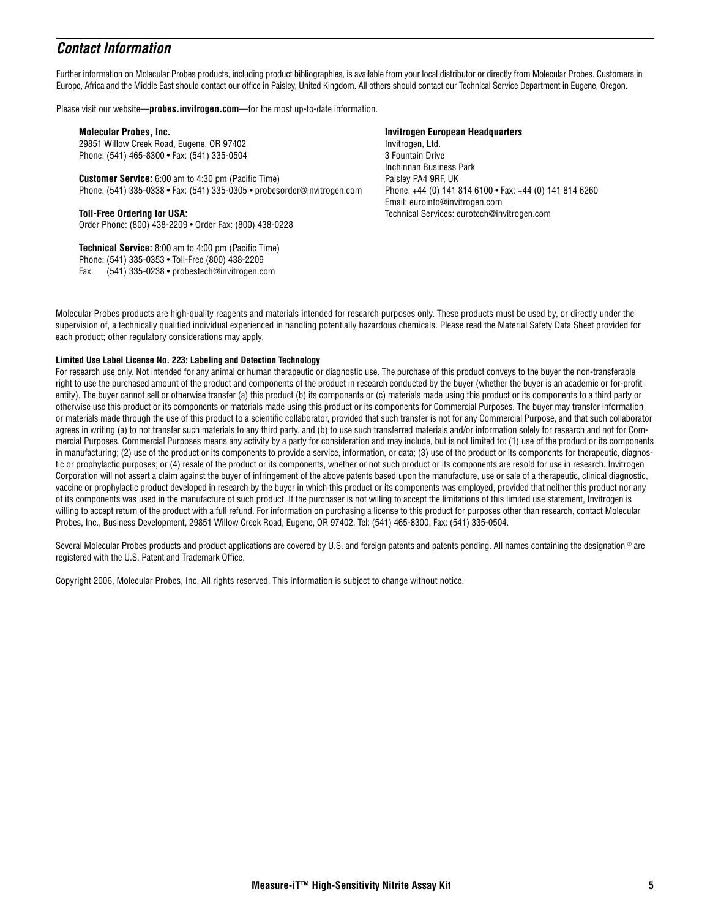## *Contact Information*

Further information on Molecular Probes products, including product bibliographies, is available from your local distributor or directly from Molecular Probes. Customers in Europe, Africa and the Middle East should contact our office in Paisley, United Kingdom. All others should contact our Technical Service Department in Eugene, Oregon.

Please visit our website—**probes.invitrogen.com**—for the most up-to-date information.

**Molecular Probes, Inc.**
29851 Willow Creek Road, Eugene, OR 97402
Phone: (541) 465-8300 • Fax: (541) 335-0504

**Customer Service:** 6:00 am to 4:30 pm (Pacific Time)
Phone: (541) 335-0338 • Fax: (541) 335-0305 • probesorder@invitrogen.com

**Toll-Free Ordering for USA:**
Order Phone: (800) 438-2209 • Order Fax: (800) 438-0228

**Technical Service:** 8:00 am to 4:00 pm (Pacific Time)
Phone: (541) 335-0353 • Toll-Free (800) 438-2209
Fax: (541) 335-0238 • probestech@invitrogen.com

**Invitrogen European Headquarters**
Invitrogen, Ltd.
3 Fountain Drive
Inchinnan Business Park
Paisley PA4 9RF, UK
Phone: +44 (0) 141 814 6100 • Fax: +44 (0) 141 814 6260
Email: euroinfo@invitrogen.com
Technical Services: eurotech@invitrogen.com

Molecular Probes products are high-quality reagents and materials intended for research purposes only. These products must be used by, or directly under the supervision of, a technically qualified individual experienced in handling potentially hazardous chemicals. Please read the Material Safety Data Sheet provided for each product; other regulatory considerations may apply.

**Limited Use Label License No. 223: Labeling and Detection Technology**

For research use only. Not intended for any animal or human therapeutic or diagnostic use. The purchase of this product conveys to the buyer the non-transferable right to use the purchased amount of the product and components of the product in research conducted by the buyer (whether the buyer is an academic or for-profit entity). The buyer cannot sell or otherwise transfer (a) this product (b) its components or (c) materials made using this product or its components to a third party or otherwise use this product or its components or materials made using this product or its components for Commercial Purposes. The buyer may transfer information or materials made through the use of this product to a scientific collaborator, provided that such transfer is not for any Commercial Purpose, and that such collaborator agrees in writing (a) to not transfer such materials to any third party, and (b) to use such transferred materials and/or information solely for research and not for Commercial Purposes. Commercial Purposes means any activity by a party for consideration and may include, but is not limited to: (1) use of the product or its components in manufacturing; (2) use of the product or its components to provide a service, information, or data; (3) use of the product or its components for therapeutic, diagnostic or prophylactic purposes; or (4) resale of the product or its components, whether or not such product or its components are resold for use in research. Invitrogen Corporation will not assert a claim against the buyer of infringement of the above patents based upon the manufacture, use or sale of a therapeutic, clinical diagnostic, vaccine or prophylactic product developed in research by the buyer in which this product or its components was employed, provided that neither this product nor any of its components was used in the manufacture of such product. If the purchaser is not willing to accept the limitations of this limited use statement, Invitrogen is willing to accept return of the product with a full refund. For information on purchasing a license to this product for purposes other than research, contact Molecular Probes, Inc., Business Development, 29851 Willow Creek Road, Eugene, OR 97402. Tel: (541) 465-8300. Fax: (541) 335-0504.

Several Molecular Probes products and product applications are covered by U.S. and foreign patents and patents pending. All names containing the designation ® are registered with the U.S. Patent and Trademark Office.

Copyright 2006, Molecular Probes, Inc. All rights reserved. This information is subject to change without notice.